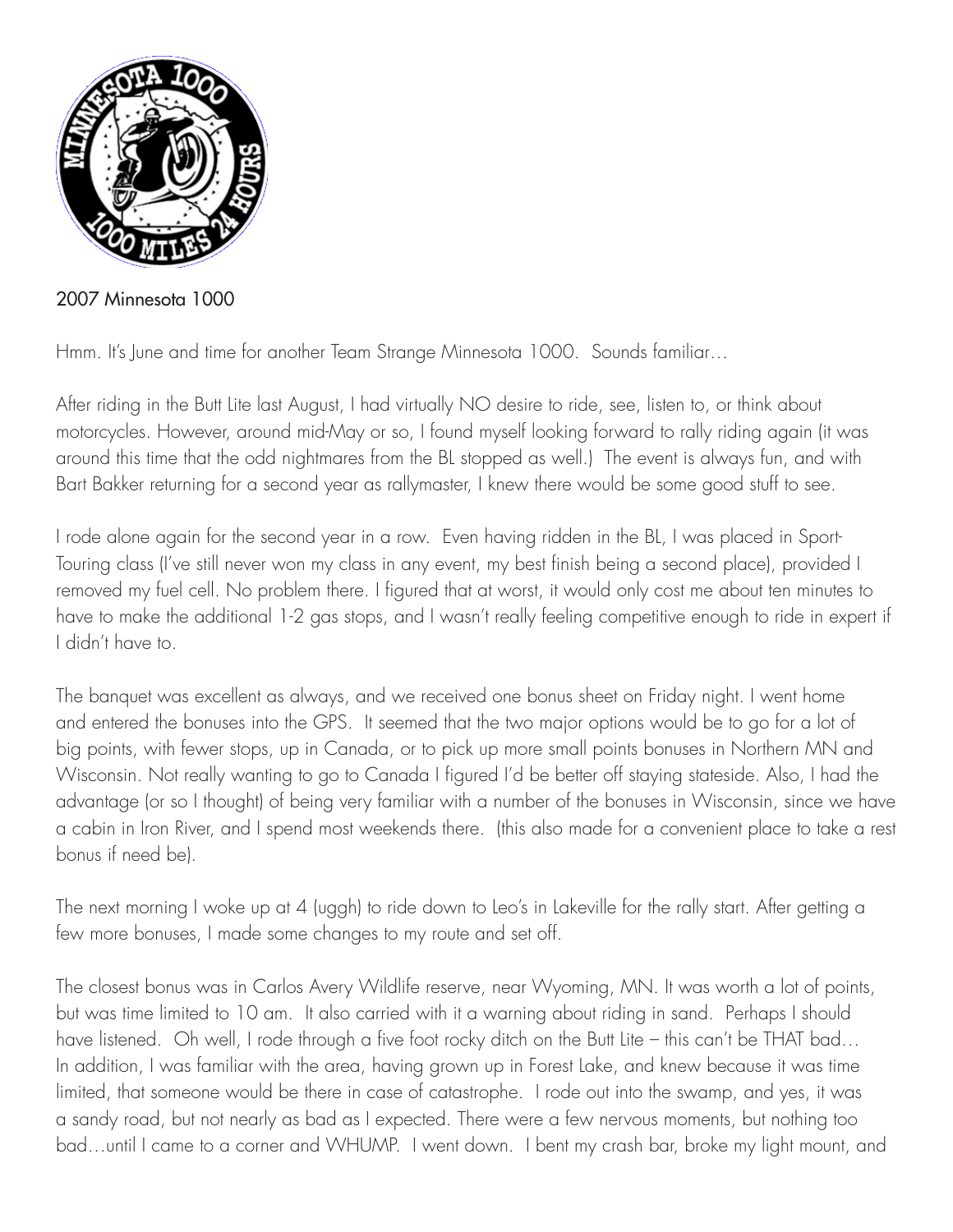2007 Minnesota 1000

Hmm. It's June and time for another Team Strange Minnesota 1000. Sounds familiar…

After riding in the Butt Lite last August, I had virtually NO desire to ride, see, listen to, or think about motorcycles. However, around mid-May or so, I found myself looking forward to rally riding again (it was around this time that the odd nightmares from the BL stopped as well.) The event is always fun, and with Bart Bakker returning for a second year as rallymaster, I knew there would be some good stuff to see.

I rode alone again for the second year in a row. Even having ridden in the BL, I was placed in Sport-Touring class (I've still never won my class in any event, my best finish being a second place), provided I removed my fuel cell. No problem there. I figured that at worst, it would only cost me about ten minutes to have to make the additional 1-2 gas stops, and I wasn't really feeling competitive enough to ride in expert if I didn't have to.

The banquet was excellent as always, and we received one bonus sheet on Friday night. I went home and entered the bonuses into the GPS. It seemed that the two major options would be to go for a lot of big points, with fewer stops, up in Canada, or to pick up more small points bonuses in Northern MN and Wisconsin. Not really wanting to go to Canada I figured I'd be better off staying stateside. Also, I had the advantage (or so I thought) of being very familiar with a number of the bonuses in Wisconsin, since we have a cabin in Iron River, and I spend most weekends there. (this also made for a convenient place to take a rest bonus if need be).

The next morning I woke up at 4 (uggh) to ride down to Leo's in Lakeville for the rally start. After getting a few more bonuses, I made some changes to my route and set off.

The closest bonus was in Carlos Avery Wildlife reserve, near Wyoming, MN. It was worth a lot of points, but was time limited to 10 am. It also carried with it a warning about riding in sand. Perhaps I should have listened. Oh well, I rode through a five foot rocky ditch on the Butt Lite – this can't be THAT bad… In addition, I was familiar with the area, having grown up in Forest Lake, and knew because it was time limited, that someone would be there in case of catastrophe. I rode out into the swamp, and yes, it was a sandy road, but not nearly as bad as I expected. There were a few nervous moments, but nothing too bad…until I came to a corner and WHUMP. I went down. I bent my crash bar, broke my light mount, and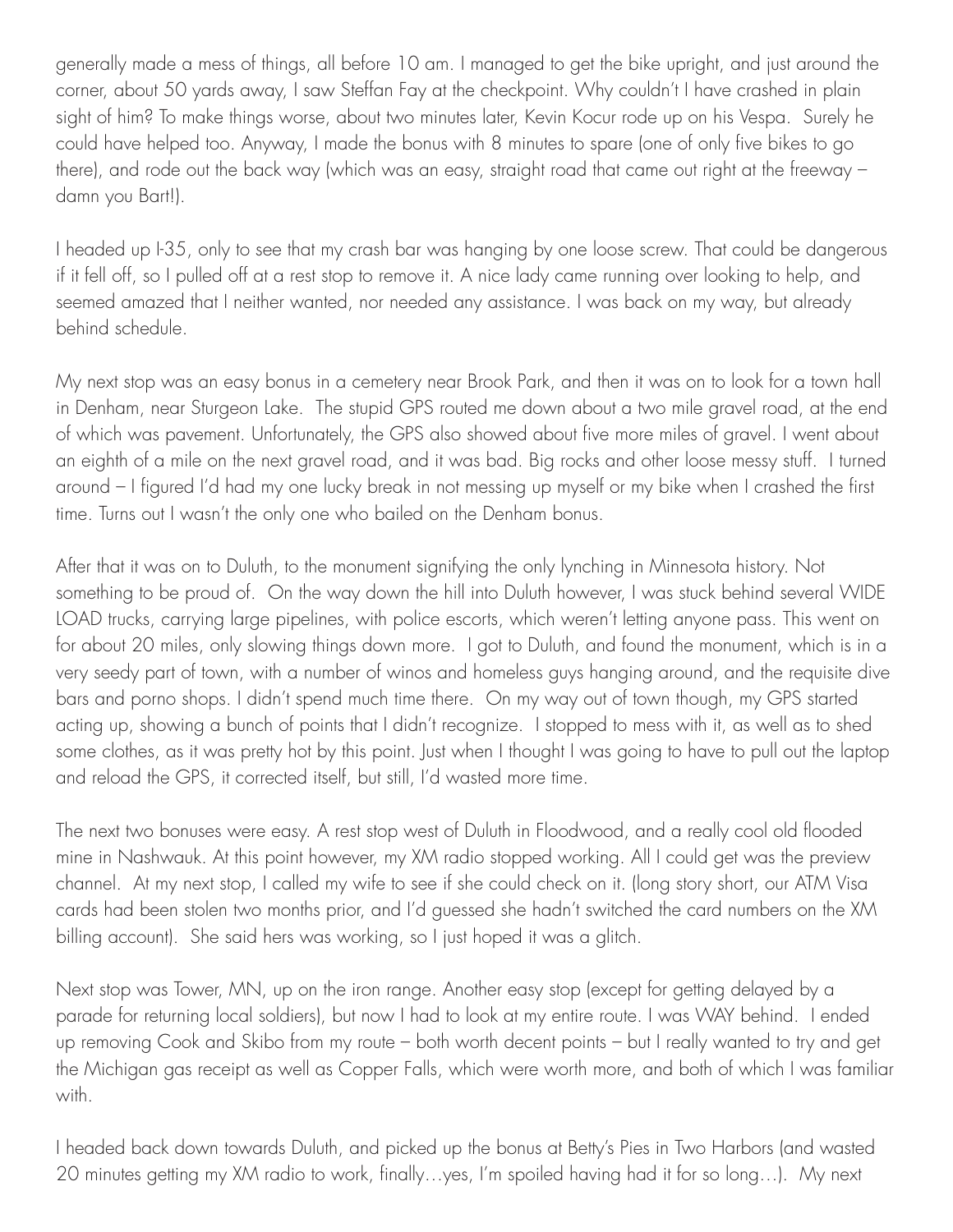generally made a mess of things, all before 10 am. I managed to get the bike upright, and just around the corner, about 50 yards away, I saw Steffan Fay at the checkpoint. Why couldn't I have crashed in plain sight of him? To make things worse, about two minutes later, Kevin Kocur rode up on his Vespa. Surely he could have helped too. Anyway, I made the bonus with 8 minutes to spare (one of only five bikes to go there), and rode out the back way (which was an easy, straight road that came out right at the freeway – damn you Bart!).

I headed up I-35, only to see that my crash bar was hanging by one loose screw. That could be dangerous if it fell off, so I pulled off at a rest stop to remove it. A nice lady came running over looking to help, and seemed amazed that I neither wanted, nor needed any assistance. I was back on my way, but already behind schedule.

My next stop was an easy bonus in a cemetery near Brook Park, and then it was on to look for a town hall in Denham, near Sturgeon Lake. The stupid GPS routed me down about a two mile gravel road, at the end of which was pavement. Unfortunately, the GPS also showed about five more miles of gravel. I went about an eighth of a mile on the next gravel road, and it was bad. Big rocks and other loose messy stuff. I turned around – I figured I'd had my one lucky break in not messing up myself or my bike when I crashed the first time. Turns out I wasn't the only one who bailed on the Denham bonus.

After that it was on to Duluth, to the monument signifying the only lynching in Minnesota history. Not something to be proud of. On the way down the hill into Duluth however, I was stuck behind several WIDE LOAD trucks, carrying large pipelines, with police escorts, which weren't letting anyone pass. This went on for about 20 miles, only slowing things down more. I got to Duluth, and found the monument, which is in a very seedy part of town, with a number of winos and homeless guys hanging around, and the requisite dive bars and porno shops. I didn't spend much time there. On my way out of town though, my GPS started acting up, showing a bunch of points that I didn't recognize. I stopped to mess with it, as well as to shed some clothes, as it was pretty hot by this point. Just when I thought I was going to have to pull out the laptop and reload the GPS, it corrected itself, but still, I'd wasted more time.

The next two bonuses were easy. A rest stop west of Duluth in Floodwood, and a really cool old flooded mine in Nashwauk. At this point however, my XM radio stopped working. All I could get was the preview channel. At my next stop, I called my wife to see if she could check on it. (long story short, our ATM Visa cards had been stolen two months prior, and I'd guessed she hadn't switched the card numbers on the XM billing account). She said hers was working, so I just hoped it was a glitch.

Next stop was Tower, MN, up on the iron range. Another easy stop (except for getting delayed by a parade for returning local soldiers), but now I had to look at my entire route. I was WAY behind. I ended up removing Cook and Skibo from my route – both worth decent points – but I really wanted to try and get the Michigan gas receipt as well as Copper Falls, which were worth more, and both of which I was familiar with.

I headed back down towards Duluth, and picked up the bonus at Betty's Pies in Two Harbors (and wasted 20 minutes getting my XM radio to work, finally…yes, I'm spoiled having had it for so long…). My next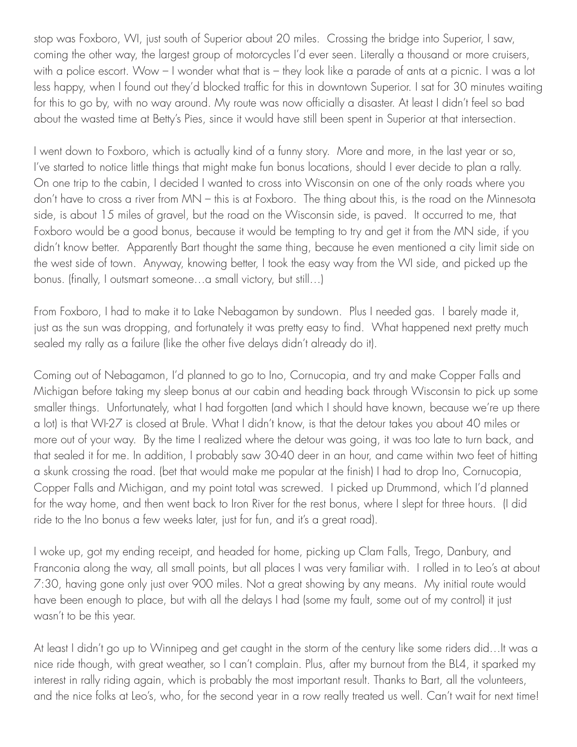stop was Foxboro, WI, just south of Superior about 20 miles. Crossing the bridge into Superior, I saw, coming the other way, the largest group of motorcycles I'd ever seen. Literally a thousand or more cruisers, with a police escort. Wow – I wonder what that is – they look like a parade of ants at a picnic. I was a lot less happy, when I found out they'd blocked traffic for this in downtown Superior. I sat for 30 minutes waiting for this to go by, with no way around. My route was now officially a disaster. At least I didn't feel so bad about the wasted time at Betty's Pies, since it would have still been spent in Superior at that intersection.

I went down to Foxboro, which is actually kind of a funny story. More and more, in the last year or so, I've started to notice little things that might make fun bonus locations, should I ever decide to plan a rally. On one trip to the cabin, I decided I wanted to cross into Wisconsin on one of the only roads where you don't have to cross a river from MN – this is at Foxboro. The thing about this, is the road on the Minnesota side, is about 15 miles of gravel, but the road on the Wisconsin side, is paved. It occurred to me, that Foxboro would be a good bonus, because it would be tempting to try and get it from the MN side, if you didn't know better. Apparently Bart thought the same thing, because he even mentioned a city limit side on the west side of town. Anyway, knowing better, I took the easy way from the WI side, and picked up the bonus. (finally, I outsmart someone…a small victory, but still…)

From Foxboro, I had to make it to Lake Nebagamon by sundown. Plus I needed gas. I barely made it, just as the sun was dropping, and fortunately it was pretty easy to find. What happened next pretty much sealed my rally as a failure (like the other five delays didn't already do it).

Coming out of Nebagamon, I'd planned to go to Ino, Cornucopia, and try and make Copper Falls and Michigan before taking my sleep bonus at our cabin and heading back through Wisconsin to pick up some smaller things. Unfortunately, what I had forgotten (and which I should have known, because we're up there a lot) is that WI-27 is closed at Brule. What I didn't know, is that the detour takes you about 40 miles or more out of your way. By the time I realized where the detour was going, it was too late to turn back, and that sealed it for me. In addition, I probably saw 30-40 deer in an hour, and came within two feet of hitting a skunk crossing the road. (bet that would make me popular at the finish) I had to drop Ino, Cornucopia, Copper Falls and Michigan, and my point total was screwed. I picked up Drummond, which I'd planned for the way home, and then went back to Iron River for the rest bonus, where I slept for three hours. (I did ride to the Ino bonus a few weeks later, just for fun, and it's a great road).

I woke up, got my ending receipt, and headed for home, picking up Clam Falls, Trego, Danbury, and Franconia along the way, all small points, but all places I was very familiar with. I rolled in to Leo's at about 7:30, having gone only just over 900 miles. Not a great showing by any means. My initial route would have been enough to place, but with all the delays I had (some my fault, some out of my control) it just wasn't to be this year.

At least I didn't go up to Winnipeg and get caught in the storm of the century like some riders did…It was a nice ride though, with great weather, so I can't complain. Plus, after my burnout from the BL4, it sparked my interest in rally riding again, which is probably the most important result. Thanks to Bart, all the volunteers, and the nice folks at Leo's, who, for the second year in a row really treated us well. Can't wait for next time!